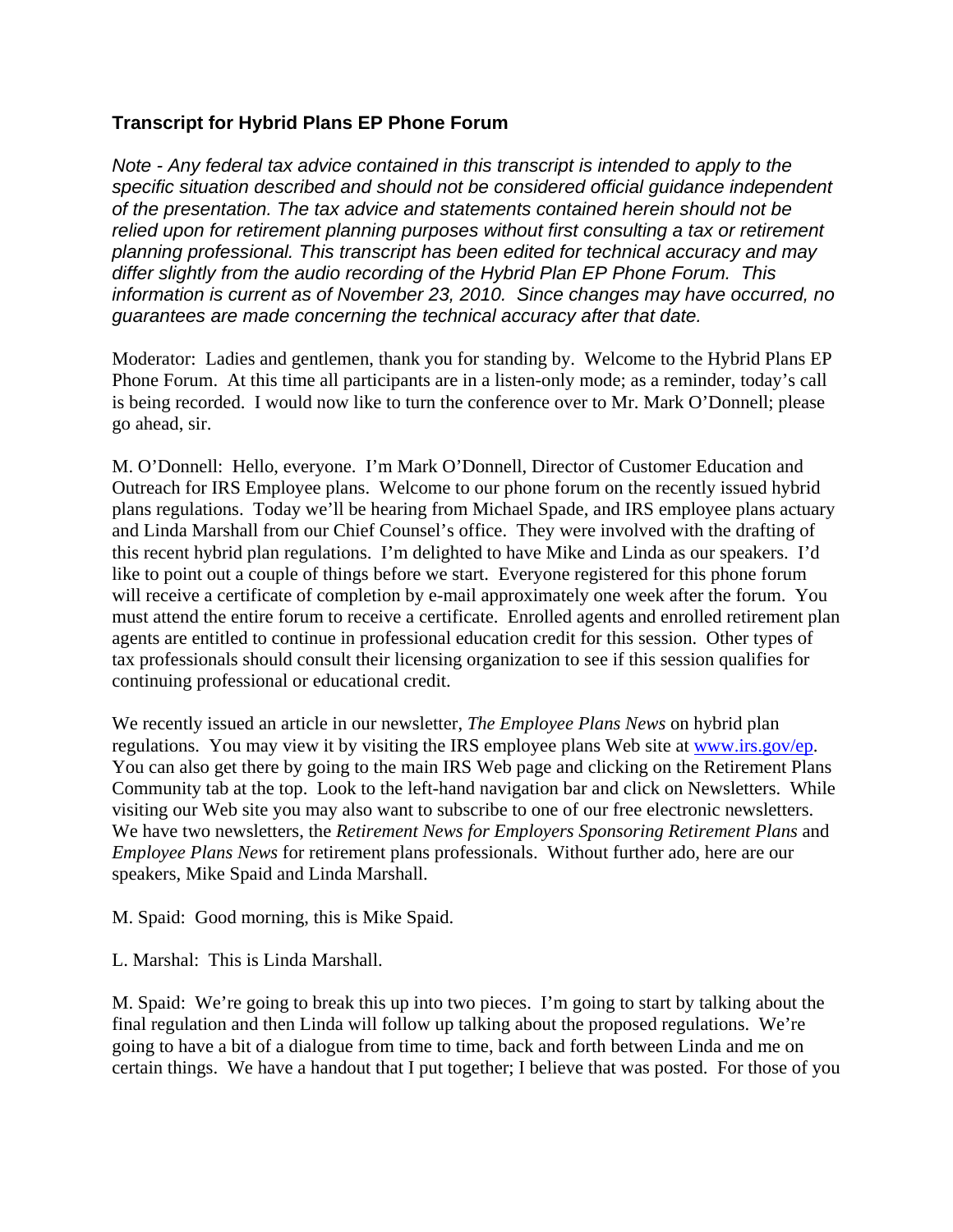### Transcript for Hybrid Plans EP Phone Forum

*Note - Any federal tax advice contained in this transcript is intended to apply to the specific situation described and should not be considered official guidance independent of the presentation. The tax advice and statements contained herein should not be relied upon for retirement planning purposes without first consulting a tax or retirement planning professional. This transcript has been edited for technical accuracy and may differ slightly from the audio recording of the Hybrid Plan EP Phone Forum. This information is current as of November 23, 2010. Since changes may have occurred, no guarantees are made concerning the technical accuracy after that date.*

Moderator: Ladies and gentlemen, thank you for standing by. Welcome to the Hybrid Plans EP Phone Forum. At this time all participants are in a listen-only mode; as a reminder, today's call is being recorded. I would now like to turn the conference over to Mr. Mark O'Donnell; please go ahead, sir.

M. O'Donnell: Hello, everyone. I'm Mark O'Donnell, Director of Customer Education and Outreach for IRS Employee plans. Welcome to our phone forum on the recently issued hybrid plans regulations. Today we'll be hearing from Michael Spade, and IRS employee plans actuary and Linda Marshall from our Chief Counsel's office. They were involved with the drafting of this recent hybrid plan regulations. I'm delighted to have Mike and Linda as our speakers. I'd like to point out a couple of things before we start. Everyone registered for this phone forum will receive a certificate of completion by e-mail approximately one week after the forum. You must attend the entire forum to receive a certificate. Enrolled agents and enrolled retirement plan agents are entitled to continue in professional education credit for this session. Other types of tax professionals should consult their licensing organization to see if this session qualifies for continuing professional or educational credit.

We recently issued an article in our newsletter, *The Employee Plans News* on hybrid plan regulations. You may view it by visiting the IRS employee plans Web site at [www.irs.gov/ep](www.irs.gov/ep). You can also get there by going to the main IRS Web page and clicking on the Retirement Plans Community tab at the top. Look to the left-hand navigation bar and click on Newsletters. While visiting our Web site you may also want to subscribe to one of our free electronic newsletters. We have two newsletters, the *Retirement News for Employers Sponsoring Retirement Plans* and *Employee Plans News* for retirement plans professionals. Without further ado, here are our speakers, Mike Spaid and Linda Marshall.

M. Spaid: Good morning, this is Mike Spaid.

L. Marshal: This is Linda Marshall.

M. Spaid: We're going to break this up into two pieces. I'm going to start by talking about the final regulation and then Linda will follow up talking about the proposed regulations. We're going to have a bit of a dialogue from time to time, back and forth between Linda and me on certain things. We have a handout that I put together; I believe that was posted. For those of you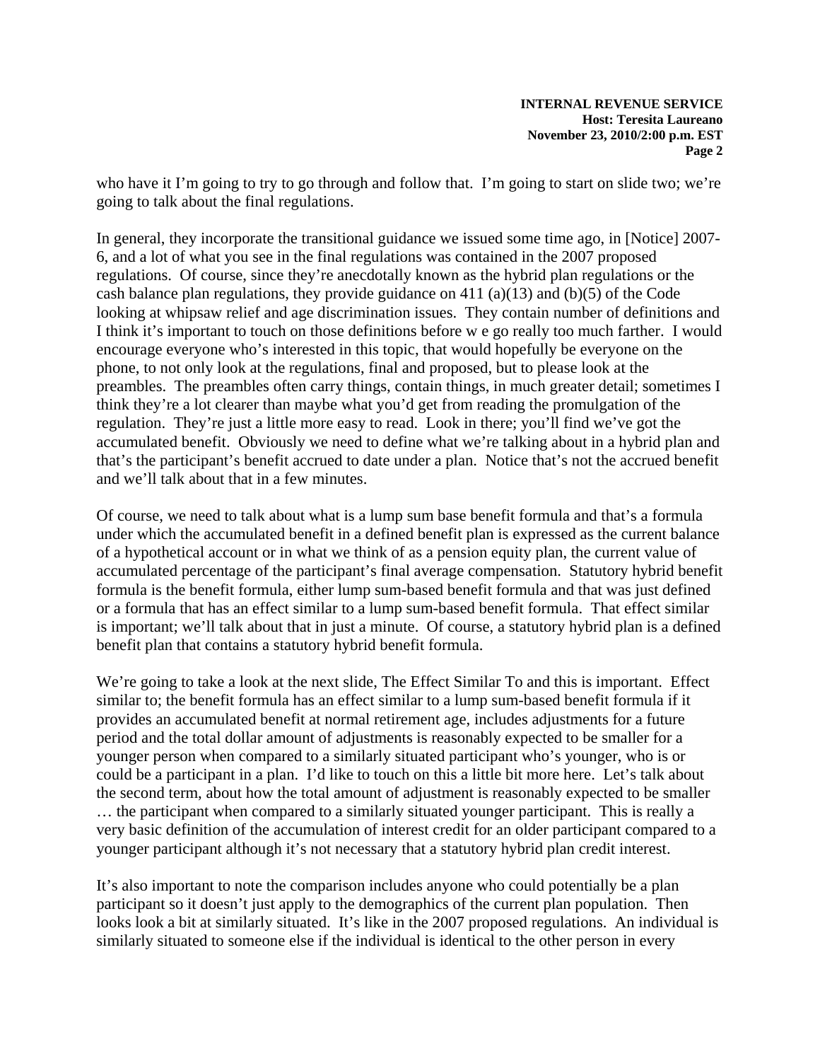who have it I'm going to try to go through and follow that. I'm going to start on slide two; we're going to talk about the final regulations.

In general, they incorporate the transitional guidance we issued some time ago, in [Notice] 2007-6, and a lot of what you see in the final regulations was contained in the 2007 proposed regulations. Of course, since they're anecdotally known as the hybrid plan regulations or the cash balance plan regulations, they provide guidance on 411 (a)(13) and (b)(5) of the Code looking at whipsaw relief and age discrimination issues. They contain number of definitions and I think it's important to touch on those definitions before w e go really too much farther. I would encourage everyone who's interested in this topic, that would hopefully be everyone on the phone, to not only look at the regulations, final and proposed, but to please look at the preambles. The preambles often carry things, contain things, in much greater detail; sometimes I think they're a lot clearer than maybe what you'd get from reading the promulgation of the regulation. They're just a little more easy to read. Look in there; you'll find we've got the accumulated benefit. Obviously we need to define what we're talking about in a hybrid plan and that's the participant's benefit accrued to date under a plan. Notice that's not the accrued benefit and we'll talk about that in a few minutes.

Of course, we need to talk about what is a lump sum base benefit formula and that's a formula under which the accumulated benefit in a defined benefit plan is expressed as the current balance of a hypothetical account or in what we think of as a pension equity plan, the current value of accumulated percentage of the participant's final average compensation. Statutory hybrid benefit formula is the benefit formula, either lump sum-based benefit formula and that was just defined or a formula that has an effect similar to a lump sum-based benefit formula. That effect similar is important; we'll talk about that in just a minute. Of course, a statutory hybrid plan is a defined benefit plan that contains a statutory hybrid benefit formula.

We're going to take a look at the next slide, The Effect Similar To and this is important. Effect similar to; the benefit formula has an effect similar to a lump sum-based benefit formula if it provides an accumulated benefit at normal retirement age, includes adjustments for a future period and the total dollar amount of adjustments is reasonably expected to be smaller for a younger person when compared to a similarly situated participant who's younger, who is or could be a participant in a plan. I'd like to touch on this a little bit more here. Let's talk about the second term, about how the total amount of adjustment is reasonably expected to be smaller … the participant when compared to a similarly situated younger participant. This is really a very basic definition of the accumulation of interest credit for an older participant compared to a younger participant although it's not necessary that a statutory hybrid plan credit interest.

It's also important to note the comparison includes anyone who could potentially be a plan participant so it doesn't just apply to the demographics of the current plan population. Then looks look a bit at similarly situated. It's like in the 2007 proposed regulations. An individual is similarly situated to someone else if the individual is identical to the other person in every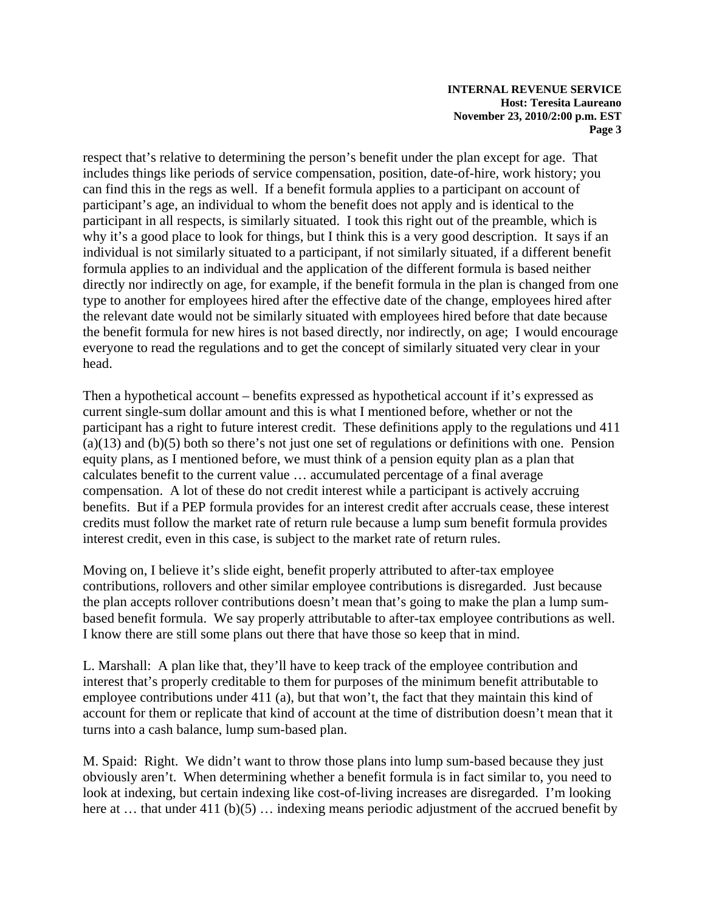respect that's relative to determining the person's benefit under the plan except for age. That includes things like periods of service compensation, position, date-of-hire, work history; you can find this in the regs as well. If a benefit formula applies to a participant on account of participant's age, an individual to whom the benefit does not apply and is identical to the participant in all respects, is similarly situated. I took this right out of the preamble, which is why it's a good place to look for things, but I think this is a very good description. It says if an individual is not similarly situated to a participant, if not similarly situated, if a different benefit formula applies to an individual and the application of the different formula is based neither directly nor indirectly on age, for example, if the benefit formula in the plan is changed from one type to another for employees hired after the effective date of the change, employees hired after the relevant date would not be similarly situated with employees hired before that date because the benefit formula for new hires is not based directly, nor indirectly, on age; I would encourage everyone to read the regulations and to get the concept of similarly situated very clear in your head.

Then a hypothetical account – benefits expressed as hypothetical account if it's expressed as current single-sum dollar amount and this is what I mentioned before, whether or not the participant has a right to future interest credit. These definitions apply to the regulations und 411 (a)(13) and (b)(5) both so there's not just one set of regulations or definitions with one. Pension equity plans, as I mentioned before, we must think of a pension equity plan as a plan that calculates benefit to the current value … accumulated percentage of a final average compensation. A lot of these do not credit interest while a participant is actively accruing benefits. But if a PEP formula provides for an interest credit after accruals cease, these interest credits must follow the market rate of return rule because a lump sum benefit formula provides interest credit, even in this case, is subject to the market rate of return rules.

Moving on, I believe it's slide eight, benefit properly attributed to after-tax employee contributions, rollovers and other similar employee contributions is disregarded. Just because the plan accepts rollover contributions doesn't mean that's going to make the plan a lump sum-based benefit formula. We say properly attributable to after-tax employee contributions as well. I know there are still some plans out there that have those so keep that in mind.

L. Marshall: A plan like that, they'll have to keep track of the employee contribution and interest that's properly creditable to them for purposes of the minimum benefit attributable to employee contributions under 411 (a), but that won't, the fact that they maintain this kind of account for them or replicate that kind of account at the time of distribution doesn't mean that it turns into a cash balance, lump sum-based plan.

M. Spaid: Right. We didn't want to throw those plans into lump sum-based because they just obviously aren't. When determining whether a benefit formula is in fact similar to, you need to look at indexing, but certain indexing like cost-of-living increases are disregarded. I'm looking here at … that under 411 (b)(5) … indexing means periodic adjustment of the accrued benefit by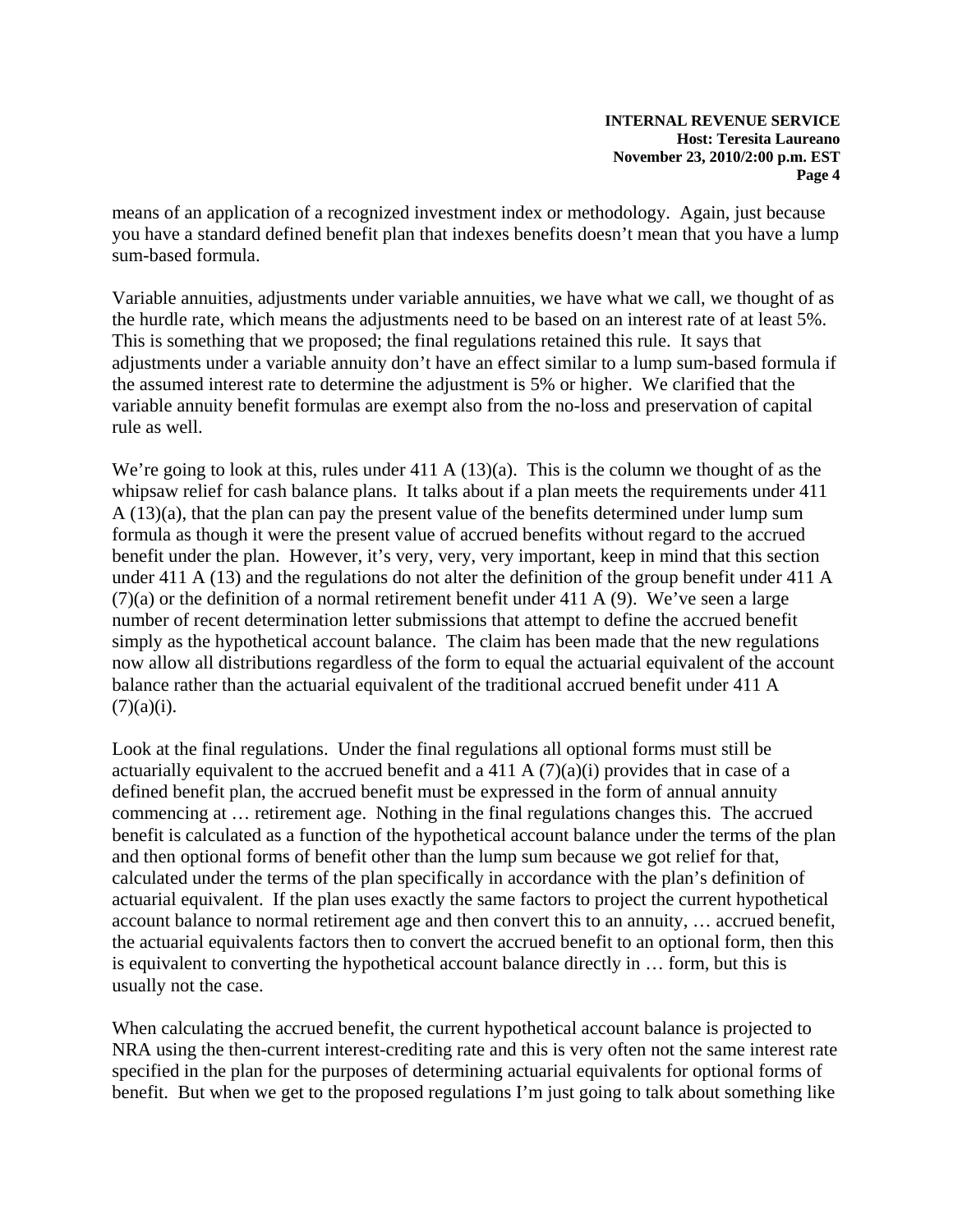means of an application of a recognized investment index or methodology. Again, just because you have a standard defined benefit plan that indexes benefits doesn't mean that you have a lump sum-based formula.

Variable annuities, adjustments under variable annuities, we have what we call, we thought of as the hurdle rate, which means the adjustments need to be based on an interest rate of at least 5%. This is something that we proposed; the final regulations retained this rule. It says that adjustments under a variable annuity don't have an effect similar to a lump sum-based formula if the assumed interest rate to determine the adjustment is 5% or higher. We clarified that the variable annuity benefit formulas are exempt also from the no-loss and preservation of capital rule as well.

We're going to look at this, rules under 411 A (13)(a). This is the column we thought of as the whipsaw relief for cash balance plans. It talks about if a plan meets the requirements under 411 A (13)(a), that the plan can pay the present value of the benefits determined under lump sum formula as though it were the present value of accrued benefits without regard to the accrued benefit under the plan. However, it's very, very, very important, keep in mind that this section under 411 A (13) and the regulations do not alter the definition of the group benefit under 411 A (7)(a) or the definition of a normal retirement benefit under 411 A (9). We've seen a large number of recent determination letter submissions that attempt to define the accrued benefit simply as the hypothetical account balance. The claim has been made that the new regulations now allow all distributions regardless of the form to equal the actuarial equivalent of the account balance rather than the actuarial equivalent of the traditional accrued benefit under 411 A (7)(a)(i).

Look at the final regulations. Under the final regulations all optional forms must still be actuarially equivalent to the accrued benefit and a 411 A (7)(a)(i) provides that in case of a defined benefit plan, the accrued benefit must be expressed in the form of annual annuity commencing at … retirement age. Nothing in the final regulations changes this. The accrued benefit is calculated as a function of the hypothetical account balance under the terms of the plan and then optional forms of benefit other than the lump sum because we got relief for that, calculated under the terms of the plan specifically in accordance with the plan's definition of actuarial equivalent. If the plan uses exactly the same factors to project the current hypothetical account balance to normal retirement age and then convert this to an annuity, … accrued benefit, the actuarial equivalents factors then to convert the accrued benefit to an optional form, then this is equivalent to converting the hypothetical account balance directly in … form, but this is usually not the case.

When calculating the accrued benefit, the current hypothetical account balance is projected to NRA using the then-current interest-crediting rate and this is very often not the same interest rate specified in the plan for the purposes of determining actuarial equivalents for optional forms of benefit. But when we get to the proposed regulations I'm just going to talk about something like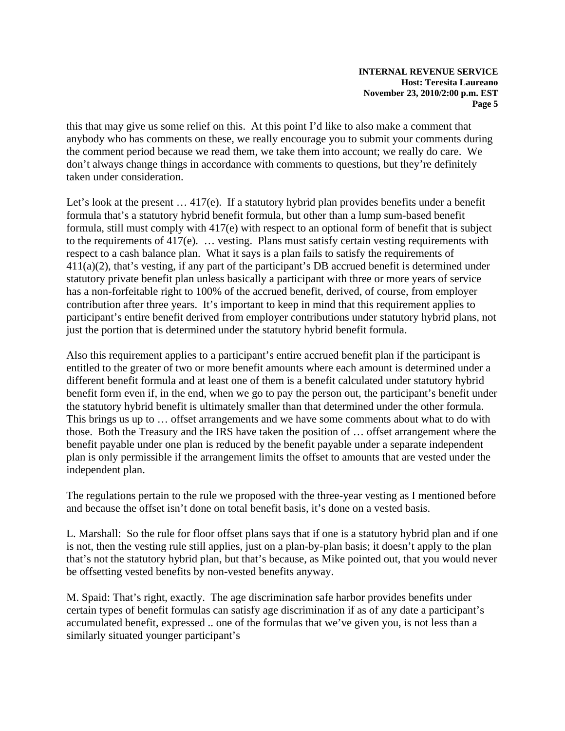this that may give us some relief on this. At this point I'd like to also make a comment that anybody who has comments on these, we really encourage you to submit your comments during the comment period because we read them, we take them into account; we really do care. We don't always change things in accordance with comments to questions, but they're definitely taken under consideration.

Let's look at the present … 417(e). If a statutory hybrid plan provides benefits under a benefit formula that's a statutory hybrid benefit formula, but other than a lump sum-based benefit formula, still must comply with 417(e) with respect to an optional form of benefit that is subject to the requirements of 417(e). … vesting. Plans must satisfy certain vesting requirements with respect to a cash balance plan. What it says is a plan fails to satisfy the requirements of 411(a)(2), that's vesting, if any part of the participant's DB accrued benefit is determined under statutory private benefit plan unless basically a participant with three or more years of service has a non-forfeitable right to 100% of the accrued benefit, derived, of course, from employer contribution after three years. It's important to keep in mind that this requirement applies to participant's entire benefit derived from employer contributions under statutory hybrid plans, not just the portion that is determined under the statutory hybrid benefit formula.

Also this requirement applies to a participant's entire accrued benefit plan if the participant is entitled to the greater of two or more benefit amounts where each amount is determined under a different benefit formula and at least one of them is a benefit calculated under statutory hybrid benefit form even if, in the end, when we go to pay the person out, the participant's benefit under the statutory hybrid benefit is ultimately smaller than that determined under the other formula. This brings us up to … offset arrangements and we have some comments about what to do with those. Both the Treasury and the IRS have taken the position of … offset arrangement where the benefit payable under one plan is reduced by the benefit payable under a separate independent plan is only permissible if the arrangement limits the offset to amounts that are vested under the independent plan.

The regulations pertain to the rule we proposed with the three-year vesting as I mentioned before and because the offset isn't done on total benefit basis, it's done on a vested basis.

L. Marshall: So the rule for floor offset plans says that if one is a statutory hybrid plan and if one is not, then the vesting rule still applies, just on a plan-by-plan basis; it doesn't apply to the plan that's not the statutory hybrid plan, but that's because, as Mike pointed out, that you would never be offsetting vested benefits by non-vested benefits anyway.

M. Spaid: That's right, exactly. The age discrimination safe harbor provides benefits under certain types of benefit formulas can satisfy age discrimination if as of any date a participant's accumulated benefit, expressed .. one of the formulas that we've given you, is not less than a similarly situated younger participant's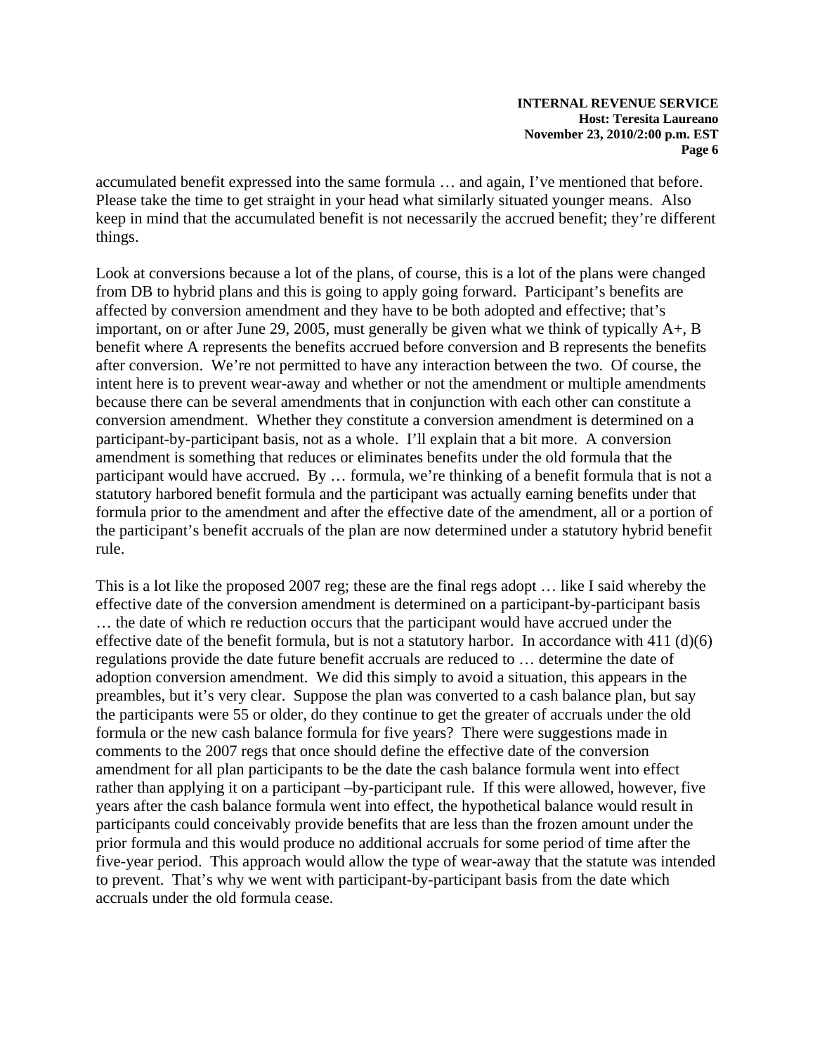accumulated benefit expressed into the same formula … and again, I've mentioned that before. Please take the time to get straight in your head what similarly situated younger means. Also keep in mind that the accumulated benefit is not necessarily the accrued benefit; they're different things.

Look at conversions because a lot of the plans, of course, this is a lot of the plans were changed from DB to hybrid plans and this is going to apply going forward. Participant's benefits are affected by conversion amendment and they have to be both adopted and effective; that's important, on or after June 29, 2005, must generally be given what we think of typically A+, B benefit where A represents the benefits accrued before conversion and B represents the benefits after conversion. We're not permitted to have any interaction between the two. Of course, the intent here is to prevent wear-away and whether or not the amendment or multiple amendments because there can be several amendments that in conjunction with each other can constitute a conversion amendment. Whether they constitute a conversion amendment is determined on a participant-by-participant basis, not as a whole. I'll explain that a bit more. A conversion amendment is something that reduces or eliminates benefits under the old formula that the participant would have accrued. By … formula, we're thinking of a benefit formula that is not a statutory harbored benefit formula and the participant was actually earning benefits under that formula prior to the amendment and after the effective date of the amendment, all or a portion of the participant's benefit accruals of the plan are now determined under a statutory hybrid benefit rule.

This is a lot like the proposed 2007 reg; these are the final regs adopt … like I said whereby the effective date of the conversion amendment is determined on a participant-by-participant basis … the date of which re reduction occurs that the participant would have accrued under the effective date of the benefit formula, but is not a statutory harbor. In accordance with 411 (d)(6) regulations provide the date future benefit accruals are reduced to … determine the date of adoption conversion amendment. We did this simply to avoid a situation, this appears in the preambles, but it's very clear. Suppose the plan was converted to a cash balance plan, but say the participants were 55 or older, do they continue to get the greater of accruals under the old formula or the new cash balance formula for five years? There were suggestions made in comments to the 2007 regs that once should define the effective date of the conversion amendment for all plan participants to be the date the cash balance formula went into effect rather than applying it on a participant –by-participant rule. If this were allowed, however, five years after the cash balance formula went into effect, the hypothetical balance would result in participants could conceivably provide benefits that are less than the frozen amount under the prior formula and this would produce no additional accruals for some period of time after the five-year period. This approach would allow the type of wear-away that the statute was intended to prevent. That's why we went with participant-by-participant basis from the date which accruals under the old formula cease.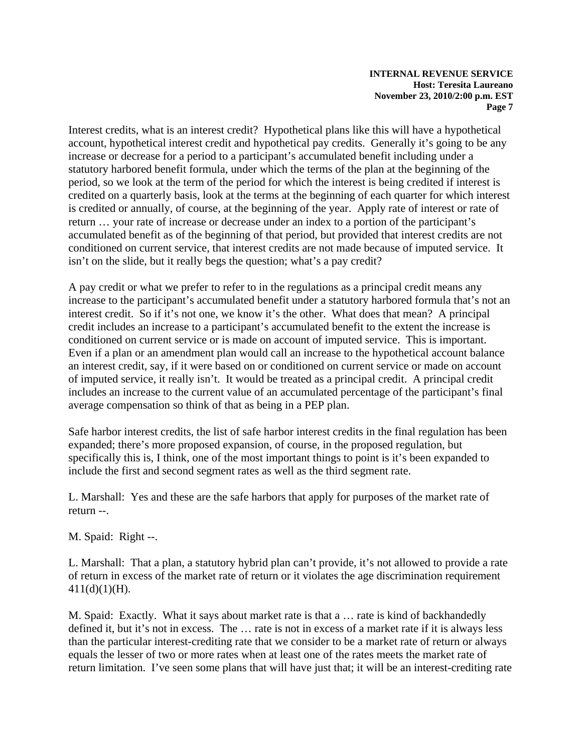Interest credits, what is an interest credit? Hypothetical plans like this will have a hypothetical account, hypothetical interest credit and hypothetical pay credits. Generally it's going to be any increase or decrease for a period to a participant's accumulated benefit including under a statutory harbored benefit formula, under which the terms of the plan at the beginning of the period, so we look at the term of the period for which the interest is being credited if interest is credited on a quarterly basis, look at the terms at the beginning of each quarter for which interest is credited or annually, of course, at the beginning of the year. Apply rate of interest or rate of return … your rate of increase or decrease under an index to a portion of the participant's accumulated benefit as of the beginning of that period, but provided that interest credits are not conditioned on current service, that interest credits are not made because of imputed service. It isn't on the slide, but it really begs the question; what's a pay credit?

A pay credit or what we prefer to refer to in the regulations as a principal credit means any increase to the participant's accumulated benefit under a statutory harbored formula that's not an interest credit. So if it's not one, we know it's the other. What does that mean? A principal credit includes an increase to a participant's accumulated benefit to the extent the increase is conditioned on current service or is made on account of imputed service. This is important. Even if a plan or an amendment plan would call an increase to the hypothetical account balance an interest credit, say, if it were based on or conditioned on current service or made on account of imputed service, it really isn't. It would be treated as a principal credit. A principal credit includes an increase to the current value of an accumulated percentage of the participant's final average compensation so think of that as being in a PEP plan.

Safe harbor interest credits, the list of safe harbor interest credits in the final regulation has been expanded; there's more proposed expansion, of course, in the proposed regulation, but specifically this is, I think, one of the most important things to point is it's been expanded to include the first and second segment rates as well as the third segment rate.

L. Marshall: Yes and these are the safe harbors that apply for purposes of the market rate of return --.

M. Spaid: Right --.

L. Marshall: That a plan, a statutory hybrid plan can't provide, it's not allowed to provide a rate of return in excess of the market rate of return or it violates the age discrimination requirement 411(d)(1)(H).

M. Spaid: Exactly. What it says about market rate is that a … rate is kind of backhandedly defined it, but it's not in excess. The … rate is not in excess of a market rate if it is always less than the particular interest-crediting rate that we consider to be a market rate of return or always equals the lesser of two or more rates when at least one of the rates meets the market rate of return limitation. I've seen some plans that will have just that; it will be an interest-crediting rate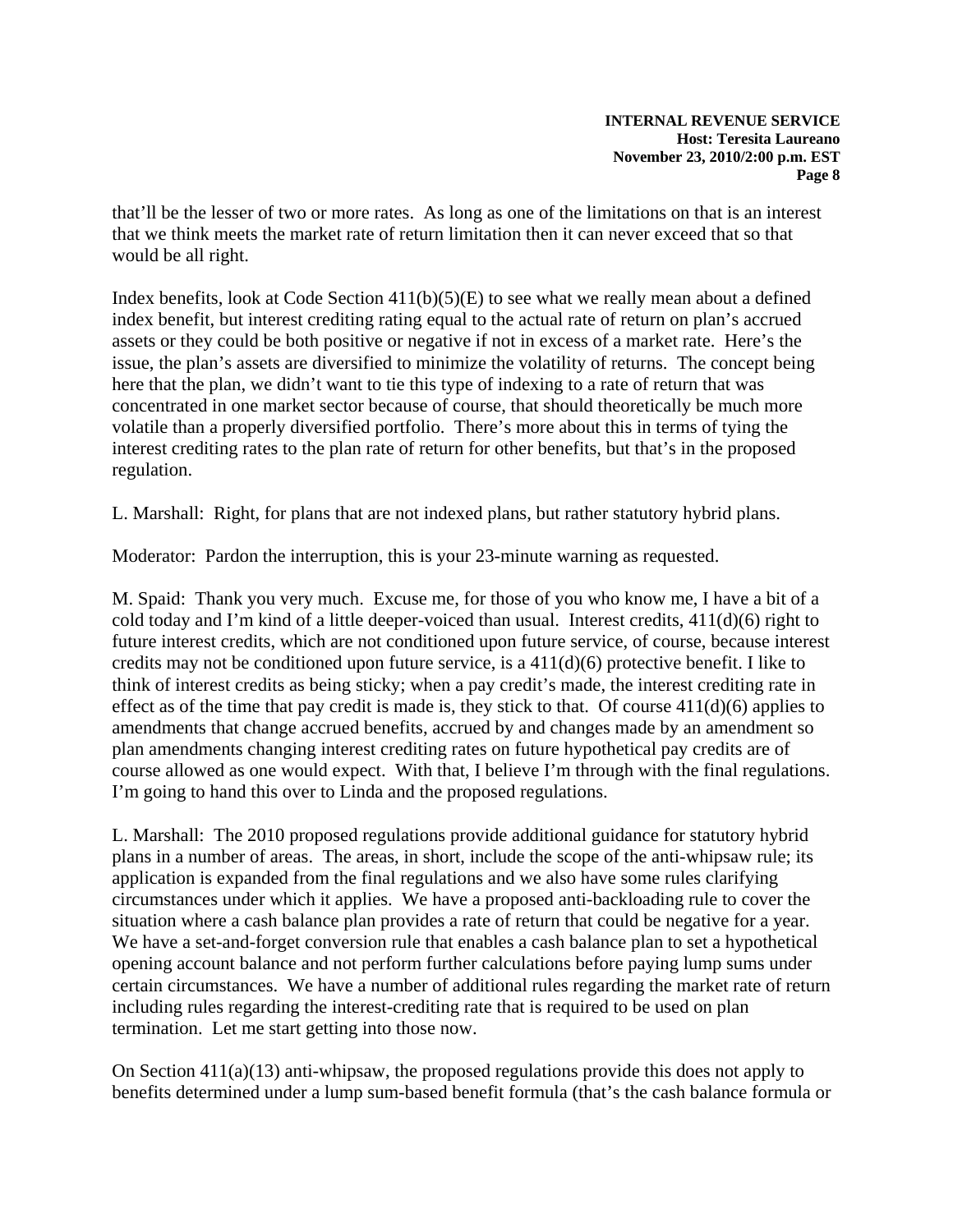that'll be the lesser of two or more rates. As long as one of the limitations on that is an interest that we think meets the market rate of return limitation then it can never exceed that so that would be all right.

Index benefits, look at Code Section 411(b)(5)(E) to see what we really mean about a defined index benefit, but interest crediting rating equal to the actual rate of return on plan's accrued assets or they could be both positive or negative if not in excess of a market rate. Here's the issue, the plan's assets are diversified to minimize the volatility of returns. The concept being here that the plan, we didn't want to tie this type of indexing to a rate of return that was concentrated in one market sector because of course, that should theoretically be much more volatile than a properly diversified portfolio. There's more about this in terms of tying the interest crediting rates to the plan rate of return for other benefits, but that's in the proposed regulation.

L. Marshall: Right, for plans that are not indexed plans, but rather statutory hybrid plans.

Moderator: Pardon the interruption, this is your 23-minute warning as requested.

M. Spaid: Thank you very much. Excuse me, for those of you who know me, I have a bit of a cold today and I'm kind of a little deeper-voiced than usual. Interest credits, 411(d)(6) right to future interest credits, which are not conditioned upon future service, of course, because interest credits may not be conditioned upon future service, is a 411(d)(6) protective benefit. I like to think of interest credits as being sticky; when a pay credit's made, the interest crediting rate in effect as of the time that pay credit is made is, they stick to that. Of course 411(d)(6) applies to amendments that change accrued benefits, accrued by and changes made by an amendment so plan amendments changing interest crediting rates on future hypothetical pay credits are of course allowed as one would expect. With that, I believe I'm through with the final regulations. I'm going to hand this over to Linda and the proposed regulations.

L. Marshall: The 2010 proposed regulations provide additional guidance for statutory hybrid plans in a number of areas. The areas, in short, include the scope of the anti-whipsaw rule; its application is expanded from the final regulations and we also have some rules clarifying circumstances under which it applies. We have a proposed anti-backloading rule to cover the situation where a cash balance plan provides a rate of return that could be negative for a year. We have a set-and-forget conversion rule that enables a cash balance plan to set a hypothetical opening account balance and not perform further calculations before paying lump sums under certain circumstances. We have a number of additional rules regarding the market rate of return including rules regarding the interest-crediting rate that is required to be used on plan termination. Let me start getting into those now.

On Section 411(a)(13) anti-whipsaw, the proposed regulations provide this does not apply to benefits determined under a lump sum-based benefit formula (that's the cash balance formula or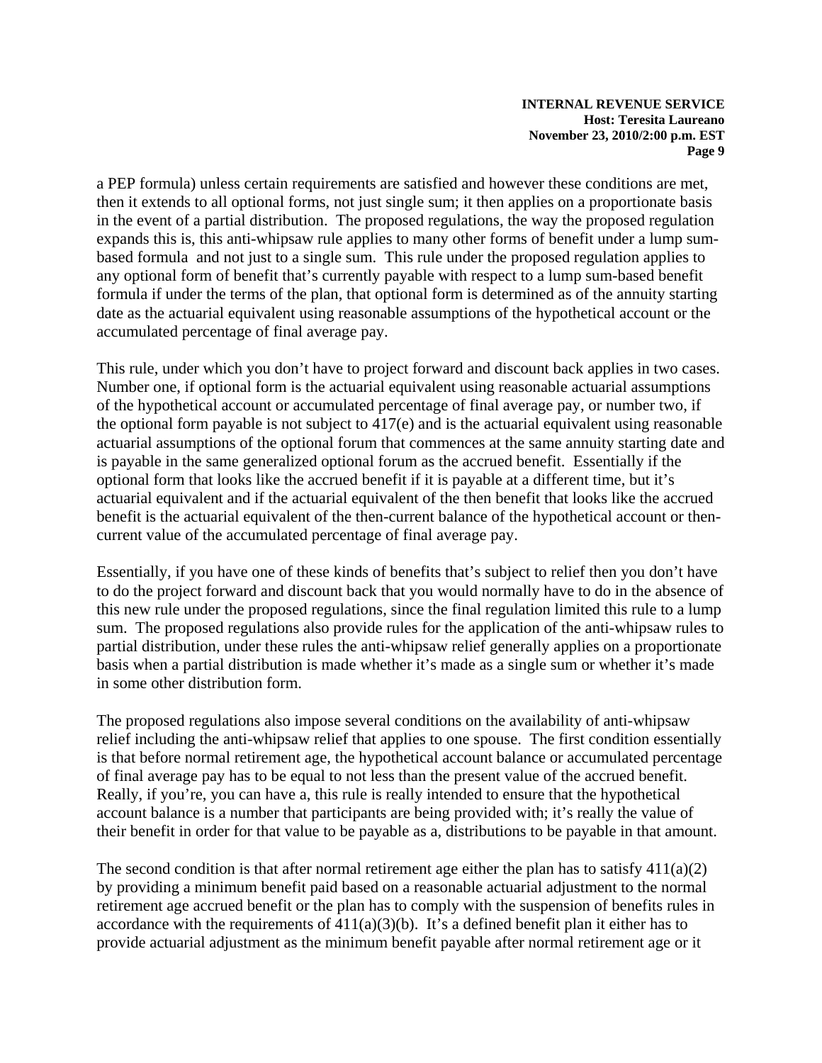a PEP formula) unless certain requirements are satisfied and however these conditions are met, then it extends to all optional forms, not just single sum; it then applies on a proportionate basis in the event of a partial distribution. The proposed regulations, the way the proposed regulation expands this is, this anti-whipsaw rule applies to many other forms of benefit under a lump sum-based formula and not just to a single sum. This rule under the proposed regulation applies to any optional form of benefit that's currently payable with respect to a lump sum-based benefit formula if under the terms of the plan, that optional form is determined as of the annuity starting date as the actuarial equivalent using reasonable assumptions of the hypothetical account or the accumulated percentage of final average pay.

This rule, under which you don't have to project forward and discount back applies in two cases. Number one, if optional form is the actuarial equivalent using reasonable actuarial assumptions of the hypothetical account or accumulated percentage of final average pay, or number two, if the optional form payable is not subject to 417(e) and is the actuarial equivalent using reasonable actuarial assumptions of the optional forum that commences at the same annuity starting date and is payable in the same generalized optional forum as the accrued benefit. Essentially if the optional form that looks like the accrued benefit if it is payable at a different time, but it's actuarial equivalent and if the actuarial equivalent of the then benefit that looks like the accrued benefit is the actuarial equivalent of the then-current balance of the hypothetical account or then-current value of the accumulated percentage of final average pay.

Essentially, if you have one of these kinds of benefits that's subject to relief then you don't have to do the project forward and discount back that you would normally have to do in the absence of this new rule under the proposed regulations, since the final regulation limited this rule to a lump sum. The proposed regulations also provide rules for the application of the anti-whipsaw rules to partial distribution, under these rules the anti-whipsaw relief generally applies on a proportionate basis when a partial distribution is made whether it's made as a single sum or whether it's made in some other distribution form.

The proposed regulations also impose several conditions on the availability of anti-whipsaw relief including the anti-whipsaw relief that applies to one spouse. The first condition essentially is that before normal retirement age, the hypothetical account balance or accumulated percentage of final average pay has to be equal to not less than the present value of the accrued benefit. Really, if you're, you can have a, this rule is really intended to ensure that the hypothetical account balance is a number that participants are being provided with; it's really the value of their benefit in order for that value to be payable as a, distributions to be payable in that amount.

The second condition is that after normal retirement age either the plan has to satisfy 411(a)(2) by providing a minimum benefit paid based on a reasonable actuarial adjustment to the normal retirement age accrued benefit or the plan has to comply with the suspension of benefits rules in accordance with the requirements of 411(a)(3)(b). It's a defined benefit plan it either has to provide actuarial adjustment as the minimum benefit payable after normal retirement age or it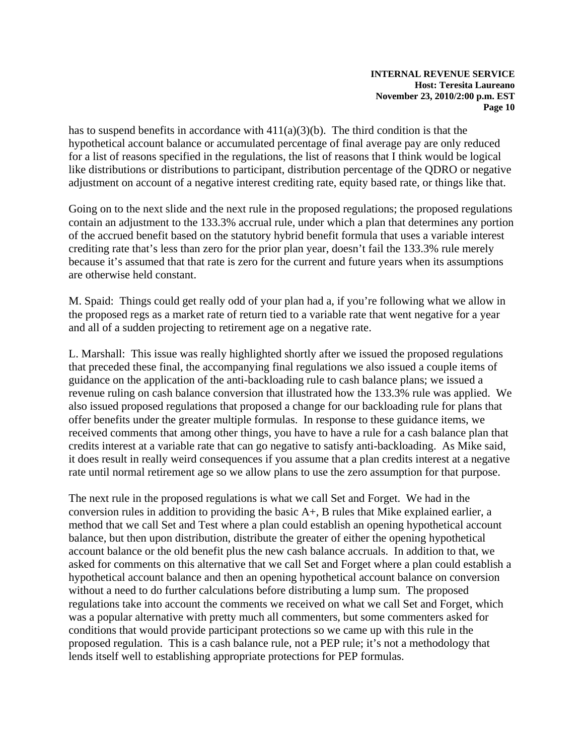has to suspend benefits in accordance with 411(a)(3)(b). The third condition is that the hypothetical account balance or accumulated percentage of final average pay are only reduced for a list of reasons specified in the regulations, the list of reasons that I think would be logical like distributions or distributions to participant, distribution percentage of the QDRO or negative adjustment on account of a negative interest crediting rate, equity based rate, or things like that.

Going on to the next slide and the next rule in the proposed regulations; the proposed regulations contain an adjustment to the 133.3% accrual rule, under which a plan that determines any portion of the accrued benefit based on the statutory hybrid benefit formula that uses a variable interest crediting rate that's less than zero for the prior plan year, doesn't fail the 133.3% rule merely because it's assumed that that rate is zero for the current and future years when its assumptions are otherwise held constant.

M. Spaid: Things could get really odd of your plan had a, if you're following what we allow in the proposed regs as a market rate of return tied to a variable rate that went negative for a year and all of a sudden projecting to retirement age on a negative rate.

L. Marshall: This issue was really highlighted shortly after we issued the proposed regulations that preceded these final, the accompanying final regulations we also issued a couple items of guidance on the application of the anti-backloading rule to cash balance plans; we issued a revenue ruling on cash balance conversion that illustrated how the 133.3% rule was applied. We also issued proposed regulations that proposed a change for our backloading rule for plans that offer benefits under the greater multiple formulas. In response to these guidance items, we received comments that among other things, you have to have a rule for a cash balance plan that credits interest at a variable rate that can go negative to satisfy anti-backloading. As Mike said, it does result in really weird consequences if you assume that a plan credits interest at a negative rate until normal retirement age so we allow plans to use the zero assumption for that purpose.

The next rule in the proposed regulations is what we call Set and Forget. We had in the conversion rules in addition to providing the basic A+, B rules that Mike explained earlier, a method that we call Set and Test where a plan could establish an opening hypothetical account balance, but then upon distribution, distribute the greater of either the opening hypothetical account balance or the old benefit plus the new cash balance accruals. In addition to that, we asked for comments on this alternative that we call Set and Forget where a plan could establish a hypothetical account balance and then an opening hypothetical account balance on conversion without a need to do further calculations before distributing a lump sum. The proposed regulations take into account the comments we received on what we call Set and Forget, which was a popular alternative with pretty much all commenters, but some commenters asked for conditions that would provide participant protections so we came up with this rule in the proposed regulation. This is a cash balance rule, not a PEP rule; it's not a methodology that lends itself well to establishing appropriate protections for PEP formulas.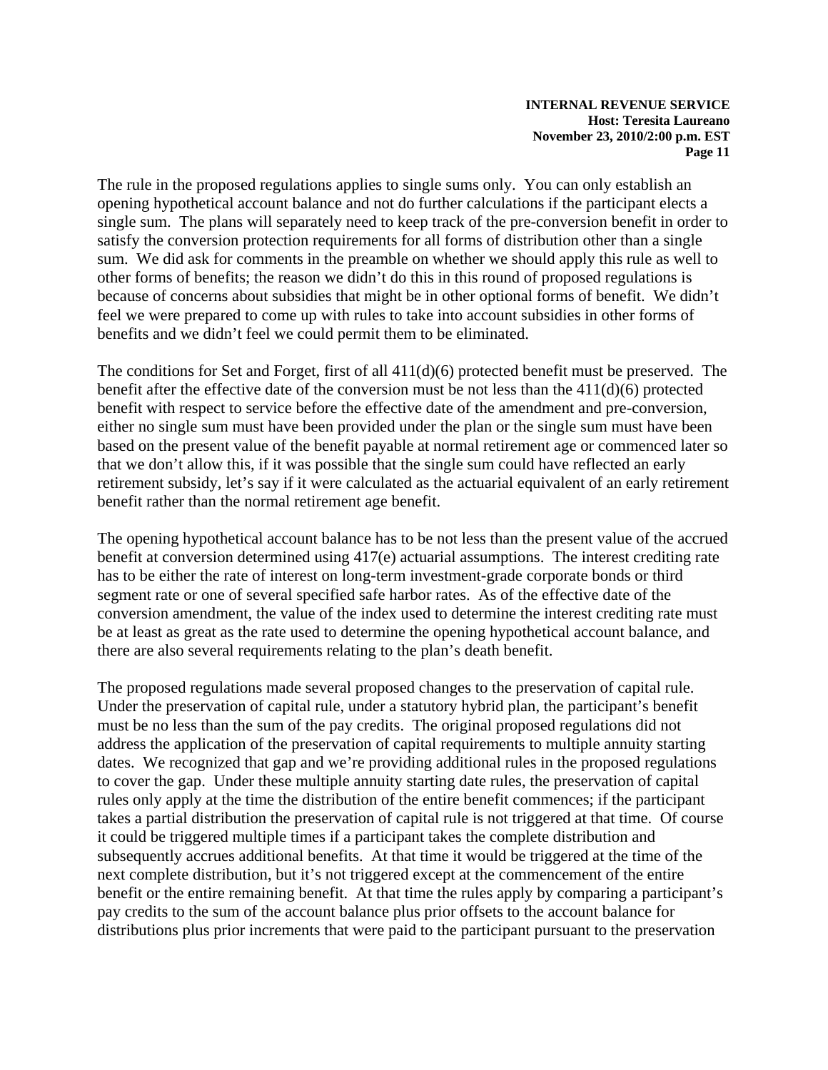The rule in the proposed regulations applies to single sums only. You can only establish an opening hypothetical account balance and not do further calculations if the participant elects a single sum. The plans will separately need to keep track of the pre-conversion benefit in order to satisfy the conversion protection requirements for all forms of distribution other than a single sum. We did ask for comments in the preamble on whether we should apply this rule as well to other forms of benefits; the reason we didn't do this in this round of proposed regulations is because of concerns about subsidies that might be in other optional forms of benefit. We didn't feel we were prepared to come up with rules to take into account subsidies in other forms of benefits and we didn't feel we could permit them to be eliminated.

The conditions for Set and Forget, first of all 411(d)(6) protected benefit must be preserved. The benefit after the effective date of the conversion must be not less than the 411(d)(6) protected benefit with respect to service before the effective date of the amendment and pre-conversion, either no single sum must have been provided under the plan or the single sum must have been based on the present value of the benefit payable at normal retirement age or commenced later so that we don't allow this, if it was possible that the single sum could have reflected an early retirement subsidy, let's say if it were calculated as the actuarial equivalent of an early retirement benefit rather than the normal retirement age benefit.

The opening hypothetical account balance has to be not less than the present value of the accrued benefit at conversion determined using 417(e) actuarial assumptions. The interest crediting rate has to be either the rate of interest on long-term investment-grade corporate bonds or third segment rate or one of several specified safe harbor rates. As of the effective date of the conversion amendment, the value of the index used to determine the interest crediting rate must be at least as great as the rate used to determine the opening hypothetical account balance, and there are also several requirements relating to the plan's death benefit.

The proposed regulations made several proposed changes to the preservation of capital rule. Under the preservation of capital rule, under a statutory hybrid plan, the participant's benefit must be no less than the sum of the pay credits. The original proposed regulations did not address the application of the preservation of capital requirements to multiple annuity starting dates. We recognized that gap and we're providing additional rules in the proposed regulations to cover the gap. Under these multiple annuity starting date rules, the preservation of capital rules only apply at the time the distribution of the entire benefit commences; if the participant takes a partial distribution the preservation of capital rule is not triggered at that time. Of course it could be triggered multiple times if a participant takes the complete distribution and subsequently accrues additional benefits. At that time it would be triggered at the time of the next complete distribution, but it's not triggered except at the commencement of the entire benefit or the entire remaining benefit. At that time the rules apply by comparing a participant's pay credits to the sum of the account balance plus prior offsets to the account balance for distributions plus prior increments that were paid to the participant pursuant to the preservation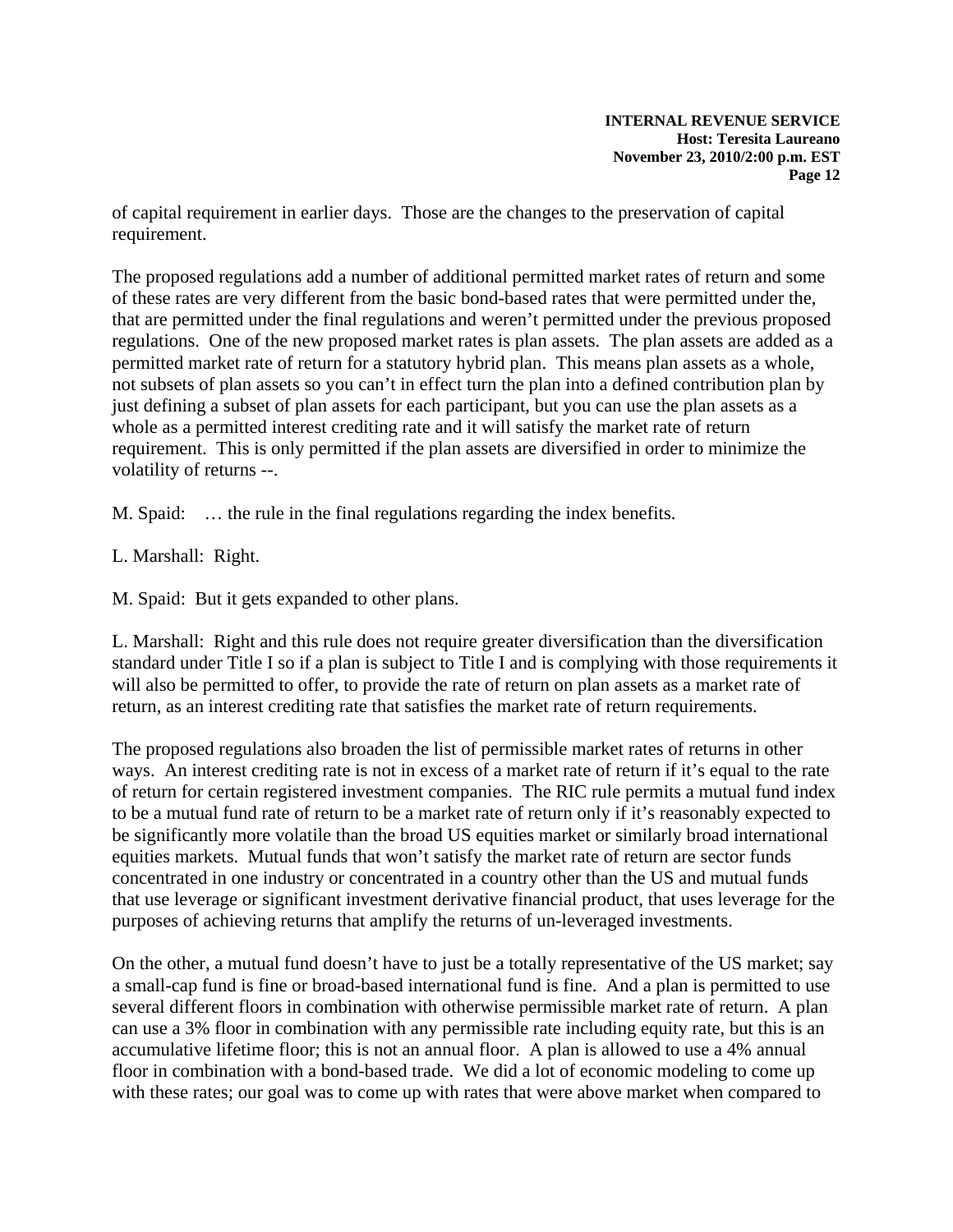of capital requirement in earlier days. Those are the changes to the preservation of capital requirement.

The proposed regulations add a number of additional permitted market rates of return and some of these rates are very different from the basic bond-based rates that were permitted under the, that are permitted under the final regulations and weren't permitted under the previous proposed regulations. One of the new proposed market rates is plan assets. The plan assets are added as a permitted market rate of return for a statutory hybrid plan. This means plan assets as a whole, not subsets of plan assets so you can't in effect turn the plan into a defined contribution plan by just defining a subset of plan assets for each participant, but you can use the plan assets as a whole as a permitted interest crediting rate and it will satisfy the market rate of return requirement. This is only permitted if the plan assets are diversified in order to minimize the volatility of returns --.

M. Spaid: … the rule in the final regulations regarding the index benefits.

L. Marshall: Right.

M. Spaid: But it gets expanded to other plans.

L. Marshall: Right and this rule does not require greater diversification than the diversification standard under Title I so if a plan is subject to Title I and is complying with those requirements it will also be permitted to offer, to provide the rate of return on plan assets as a market rate of return, as an interest crediting rate that satisfies the market rate of return requirements.

The proposed regulations also broaden the list of permissible market rates of returns in other ways. An interest crediting rate is not in excess of a market rate of return if it's equal to the rate of return for certain registered investment companies. The RIC rule permits a mutual fund index to be a mutual fund rate of return to be a market rate of return only if it's reasonably expected to be significantly more volatile than the broad US equities market or similarly broad international equities markets. Mutual funds that won't satisfy the market rate of return are sector funds concentrated in one industry or concentrated in a country other than the US and mutual funds that use leverage or significant investment derivative financial product, that uses leverage for the purposes of achieving returns that amplify the returns of un-leveraged investments.

On the other, a mutual fund doesn't have to just be a totally representative of the US market; say a small-cap fund is fine or broad-based international fund is fine. And a plan is permitted to use several different floors in combination with otherwise permissible market rate of return. A plan can use a 3% floor in combination with any permissible rate including equity rate, but this is an accumulative lifetime floor; this is not an annual floor. A plan is allowed to use a 4% annual floor in combination with a bond-based trade. We did a lot of economic modeling to come up with these rates; our goal was to come up with rates that were above market when compared to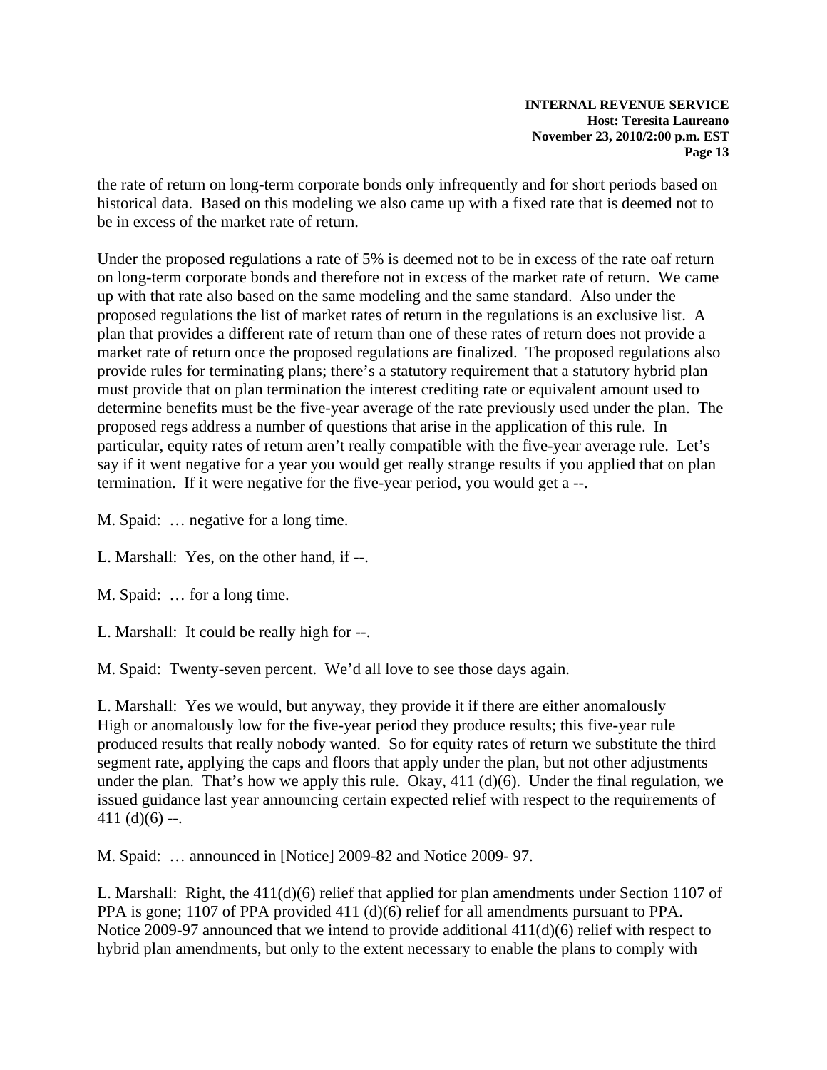the rate of return on long-term corporate bonds only infrequently and for short periods based on historical data. Based on this modeling we also came up with a fixed rate that is deemed not to be in excess of the market rate of return.

Under the proposed regulations a rate of 5% is deemed not to be in excess of the rate oaf return on long-term corporate bonds and therefore not in excess of the market rate of return. We came up with that rate also based on the same modeling and the same standard. Also under the proposed regulations the list of market rates of return in the regulations is an exclusive list. A plan that provides a different rate of return than one of these rates of return does not provide a market rate of return once the proposed regulations are finalized. The proposed regulations also provide rules for terminating plans; there's a statutory requirement that a statutory hybrid plan must provide that on plan termination the interest crediting rate or equivalent amount used to determine benefits must be the five-year average of the rate previously used under the plan. The proposed regs address a number of questions that arise in the application of this rule. In particular, equity rates of return aren't really compatible with the five-year average rule. Let's say if it went negative for a year you would get really strange results if you applied that on plan termination. If it were negative for the five-year period, you would get a --.

M. Spaid: … negative for a long time.

L. Marshall: Yes, on the other hand, if --.

M. Spaid: … for a long time.

L. Marshall: It could be really high for --.

M. Spaid: Twenty-seven percent. We'd all love to see those days again.

L. Marshall: Yes we would, but anyway, they provide it if there are either anomalously High or anomalously low for the five-year period they produce results; this five-year rule produced results that really nobody wanted. So for equity rates of return we substitute the third segment rate, applying the caps and floors that apply under the plan, but not other adjustments under the plan. That's how we apply this rule. Okay, 411 (d)(6). Under the final regulation, we issued guidance last year announcing certain expected relief with respect to the requirements of 411 (d)(6) --.

M. Spaid: … announced in [Notice] 2009-82 and Notice 2009- 97.

L. Marshall: Right, the 411(d)(6) relief that applied for plan amendments under Section 1107 of PPA is gone; 1107 of PPA provided 411 (d)(6) relief for all amendments pursuant to PPA. Notice 2009-97 announced that we intend to provide additional 411(d)(6) relief with respect to hybrid plan amendments, but only to the extent necessary to enable the plans to comply with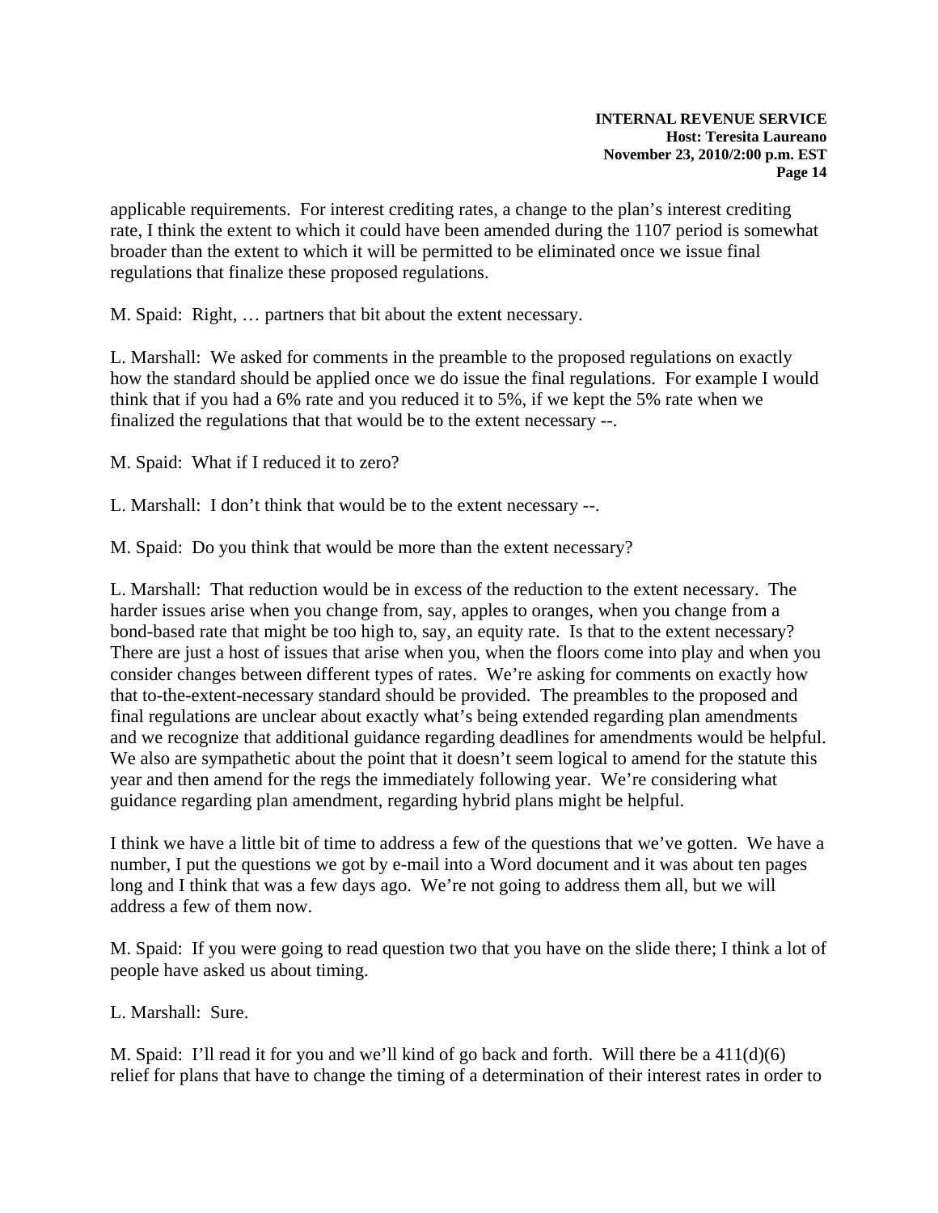applicable requirements. For interest crediting rates, a change to the plan's interest crediting rate, I think the extent to which it could have been amended during the 1107 period is somewhat broader than the extent to which it will be permitted to be eliminated once we issue final regulations that finalize these proposed regulations.

M. Spaid: Right, … partners that bit about the extent necessary.

L. Marshall: We asked for comments in the preamble to the proposed regulations on exactly how the standard should be applied once we do issue the final regulations. For example I would think that if you had a 6% rate and you reduced it to 5%, if we kept the 5% rate when we finalized the regulations that that would be to the extent necessary --.

M. Spaid: What if I reduced it to zero?

L. Marshall: I don't think that would be to the extent necessary --.

M. Spaid: Do you think that would be more than the extent necessary?

L. Marshall: That reduction would be in excess of the reduction to the extent necessary. The harder issues arise when you change from, say, apples to oranges, when you change from a bond-based rate that might be too high to, say, an equity rate. Is that to the extent necessary? There are just a host of issues that arise when you, when the floors come into play and when you consider changes between different types of rates. We're asking for comments on exactly how that to-the-extent-necessary standard should be provided. The preambles to the proposed and final regulations are unclear about exactly what's being extended regarding plan amendments and we recognize that additional guidance regarding deadlines for amendments would be helpful. We also are sympathetic about the point that it doesn't seem logical to amend for the statute this year and then amend for the regs the immediately following year. We're considering what guidance regarding plan amendment, regarding hybrid plans might be helpful.

I think we have a little bit of time to address a few of the questions that we've gotten. We have a number, I put the questions we got by e-mail into a Word document and it was about ten pages long and I think that was a few days ago. We're not going to address them all, but we will address a few of them now.

M. Spaid: If you were going to read question two that you have on the slide there; I think a lot of people have asked us about timing.

L. Marshall: Sure.

M. Spaid: I'll read it for you and we'll kind of go back and forth. Will there be a 411(d)(6) relief for plans that have to change the timing of a determination of their interest rates in order to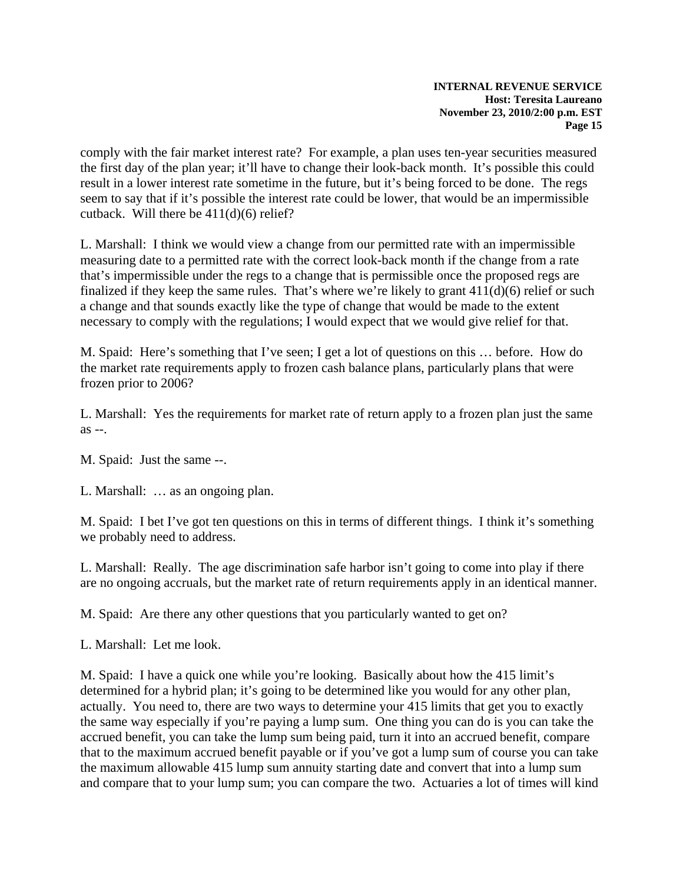comply with the fair market interest rate? For example, a plan uses ten-year securities measured the first day of the plan year; it'll have to change their look-back month. It's possible this could result in a lower interest rate sometime in the future, but it's being forced to be done. The regs seem to say that if it's possible the interest rate could be lower, that would be an impermissible cutback. Will there be 411(d)(6) relief?

L. Marshall: I think we would view a change from our permitted rate with an impermissible measuring date to a permitted rate with the correct look-back month if the change from a rate that's impermissible under the regs to a change that is permissible once the proposed regs are finalized if they keep the same rules. That's where we're likely to grant 411(d)(6) relief or such a change and that sounds exactly like the type of change that would be made to the extent necessary to comply with the regulations; I would expect that we would give relief for that.

M. Spaid: Here's something that I've seen; I get a lot of questions on this … before. How do the market rate requirements apply to frozen cash balance plans, particularly plans that were frozen prior to 2006?

L. Marshall: Yes the requirements for market rate of return apply to a frozen plan just the same as --.

M. Spaid: Just the same --.

L. Marshall: … as an ongoing plan.

M. Spaid: I bet I've got ten questions on this in terms of different things. I think it's something we probably need to address.

L. Marshall: Really. The age discrimination safe harbor isn't going to come into play if there are no ongoing accruals, but the market rate of return requirements apply in an identical manner.

M. Spaid: Are there any other questions that you particularly wanted to get on?

L. Marshall: Let me look.

M. Spaid: I have a quick one while you're looking. Basically about how the 415 limit's determined for a hybrid plan; it's going to be determined like you would for any other plan, actually. You need to, there are two ways to determine your 415 limits that get you to exactly the same way especially if you're paying a lump sum. One thing you can do is you can take the accrued benefit, you can take the lump sum being paid, turn it into an accrued benefit, compare that to the maximum accrued benefit payable or if you've got a lump sum of course you can take the maximum allowable 415 lump sum annuity starting date and convert that into a lump sum and compare that to your lump sum; you can compare the two. Actuaries a lot of times will kind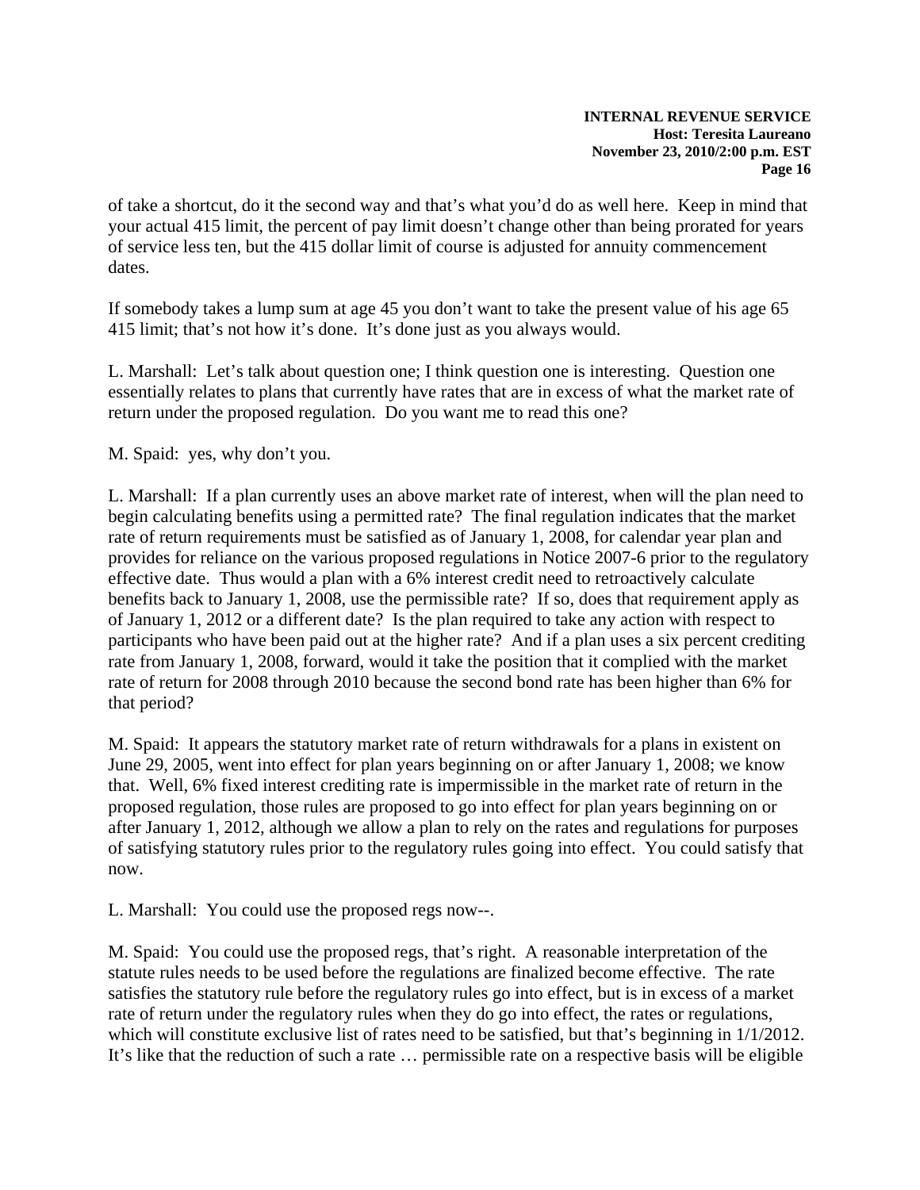of take a shortcut, do it the second way and that's what you'd do as well here. Keep in mind that your actual 415 limit, the percent of pay limit doesn't change other than being prorated for years of service less ten, but the 415 dollar limit of course is adjusted for annuity commencement dates.

If somebody takes a lump sum at age 45 you don't want to take the present value of his age 65 415 limit; that's not how it's done. It's done just as you always would.

L. Marshall: Let's talk about question one; I think question one is interesting. Question one essentially relates to plans that currently have rates that are in excess of what the market rate of return under the proposed regulation. Do you want me to read this one?

M. Spaid: yes, why don't you.

L. Marshall: If a plan currently uses an above market rate of interest, when will the plan need to begin calculating benefits using a permitted rate? The final regulation indicates that the market rate of return requirements must be satisfied as of January 1, 2008, for calendar year plan and provides for reliance on the various proposed regulations in Notice 2007-6 prior to the regulatory effective date. Thus would a plan with a 6% interest credit need to retroactively calculate benefits back to January 1, 2008, use the permissible rate? If so, does that requirement apply as of January 1, 2012 or a different date? Is the plan required to take any action with respect to participants who have been paid out at the higher rate? And if a plan uses a six percent crediting rate from January 1, 2008, forward, would it take the position that it complied with the market rate of return for 2008 through 2010 because the second bond rate has been higher than 6% for that period?

M. Spaid: It appears the statutory market rate of return withdrawals for a plans in existent on June 29, 2005, went into effect for plan years beginning on or after January 1, 2008; we know that. Well, 6% fixed interest crediting rate is impermissible in the market rate of return in the proposed regulation, those rules are proposed to go into effect for plan years beginning on or after January 1, 2012, although we allow a plan to rely on the rates and regulations for purposes of satisfying statutory rules prior to the regulatory rules going into effect. You could satisfy that now.

L. Marshall: You could use the proposed regs now--.

M. Spaid: You could use the proposed regs, that's right. A reasonable interpretation of the statute rules needs to be used before the regulations are finalized become effective. The rate satisfies the statutory rule before the regulatory rules go into effect, but is in excess of a market rate of return under the regulatory rules when they do go into effect, the rates or regulations, which will constitute exclusive list of rates need to be satisfied, but that's beginning in 1/1/2012. It's like that the reduction of such a rate … permissible rate on a respective basis will be eligible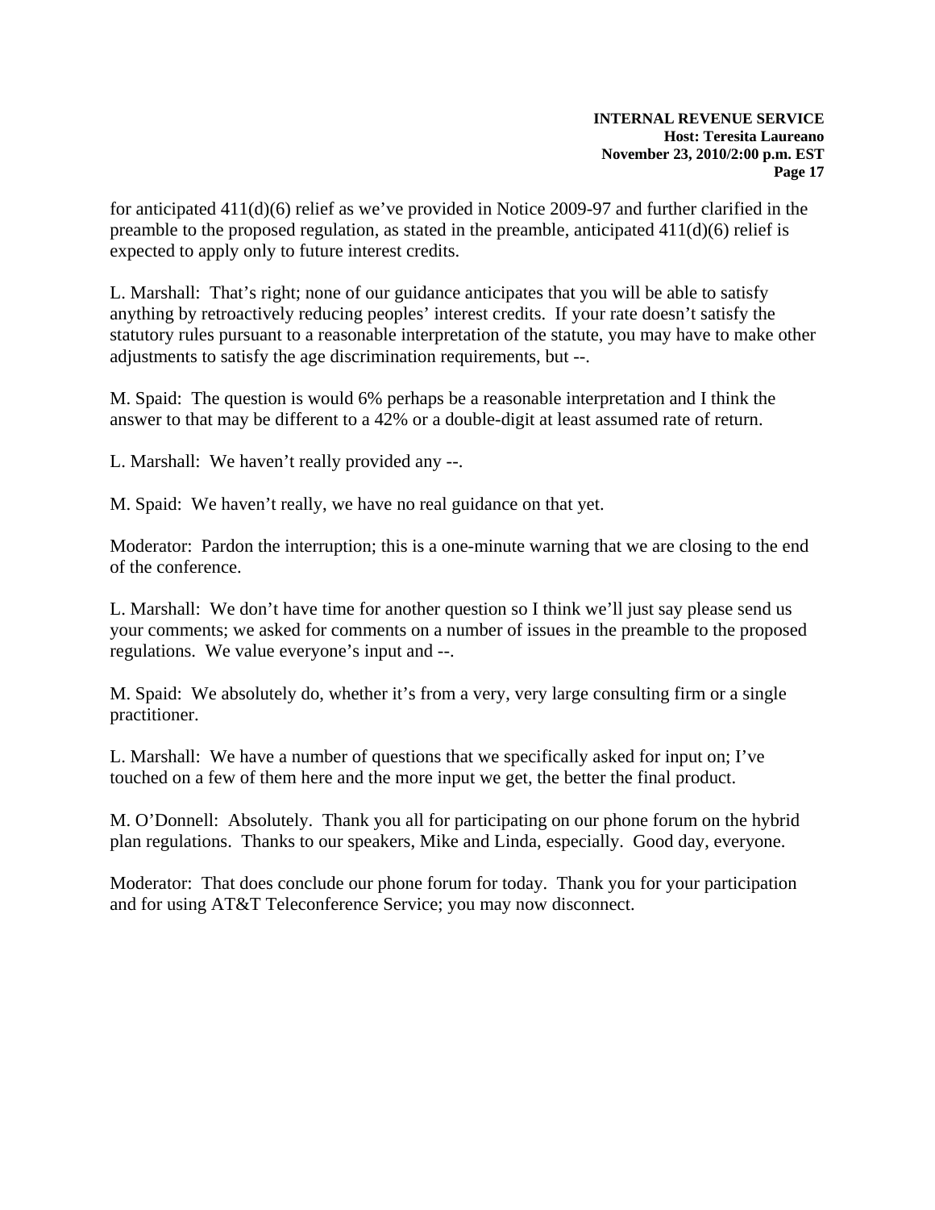for anticipated 411(d)(6) relief as we've provided in Notice 2009-97 and further clarified in the preamble to the proposed regulation, as stated in the preamble, anticipated 411(d)(6) relief is expected to apply only to future interest credits.

L. Marshall: That's right; none of our guidance anticipates that you will be able to satisfy anything by retroactively reducing peoples' interest credits. If your rate doesn't satisfy the statutory rules pursuant to a reasonable interpretation of the statute, you may have to make other adjustments to satisfy the age discrimination requirements, but --.

M. Spaid: The question is would 6% perhaps be a reasonable interpretation and I think the answer to that may be different to a 42% or a double-digit at least assumed rate of return.

L. Marshall: We haven't really provided any --.

M. Spaid: We haven't really, we have no real guidance on that yet.

Moderator: Pardon the interruption; this is a one-minute warning that we are closing to the end of the conference.

L. Marshall: We don't have time for another question so I think we'll just say please send us your comments; we asked for comments on a number of issues in the preamble to the proposed regulations. We value everyone's input and --.

M. Spaid: We absolutely do, whether it's from a very, very large consulting firm or a single practitioner.

L. Marshall: We have a number of questions that we specifically asked for input on; I've touched on a few of them here and the more input we get, the better the final product.

M. O'Donnell: Absolutely. Thank you all for participating on our phone forum on the hybrid plan regulations. Thanks to our speakers, Mike and Linda, especially. Good day, everyone.

Moderator: That does conclude our phone forum for today. Thank you for your participation and for using AT&T Teleconference Service; you may now disconnect.